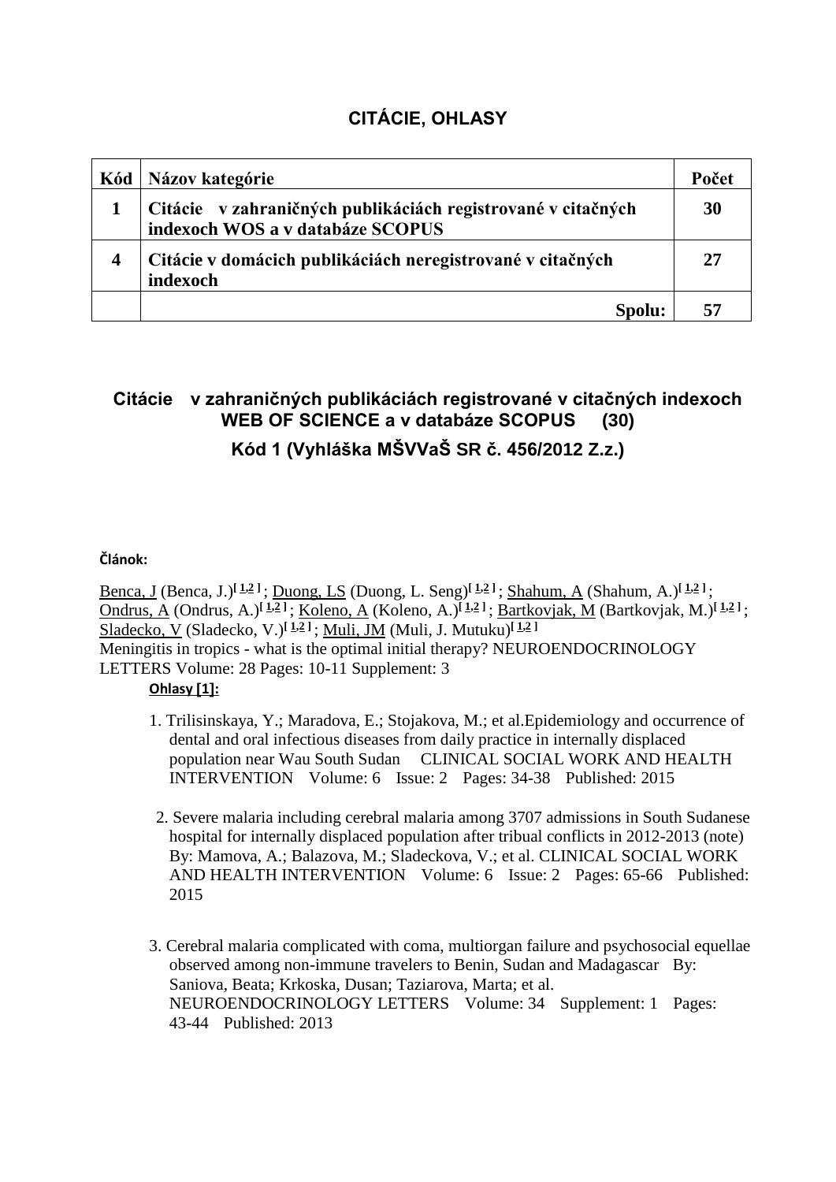## CITÁCIE, OHLASY

| Kód | Názov kategórie | Počet |
|---|---|---|
| 1 | Citácie v zahraničných publikáciách registrované v citačných indexoch WOS a v databáze SCOPUS | 30 |
| 4 | Citácie v domácich publikáciách neregistrované v citačných indexoch | 27 |
| | Spolu: | 57 |

## Citácie v zahraničných publikáciách registrované v citačných indexoch WEB OF SCIENCE a v databáze SCOPUS (30)

### Kód 1 (Vyhláška MŠVVaŠ SR č. 456/2012 Z.z.)

**Článok:**

Benca, J (Benca, J.)[1,2]; Duong, LS (Duong, L. Seng)[1,2]; Shahum, A (Shahum, A.)[1,2]; Ondrus, A (Ondrus, A.)[1,2]; Koleno, A (Koleno, A.)[1,2]; Bartkovjak, M (Bartkovjak, M.)[1,2]; Sladecko, V (Sladecko, V.)[1,2]; Muli, JM (Muli, J. Mutuku)[1,2]
Meningitis in tropics - what is the optimal initial therapy? NEUROENDOCRINOLOGY LETTERS Volume: 28 Pages: 10-11 Supplement: 3

**Ohlasy [1]:**

1. Trilisinskaya, Y.; Maradova, E.; Stojakova, M.; et al.Epidemiology and occurrence of dental and oral infectious diseases from daily practice in internally displaced population near Wau South Sudan CLINICAL SOCIAL WORK AND HEALTH INTERVENTION Volume: 6 Issue: 2 Pages: 34-38 Published: 2015

2. Severe malaria including cerebral malaria among 3707 admissions in South Sudanese hospital for internally displaced population after tribual conflicts in 2012-2013 (note) By: Mamova, A.; Balazova, M.; Sladeckova, V.; et al. CLINICAL SOCIAL WORK AND HEALTH INTERVENTION Volume: 6 Issue: 2 Pages: 65-66 Published: 2015

3. Cerebral malaria complicated with coma, multiorgan failure and psychosocial equellae observed among non-immune travelers to Benin, Sudan and Madagascar By: Saniova, Beata; Krkoska, Dusan; Taziarova, Marta; et al. NEUROENDOCRINOLOGY LETTERS Volume: 34 Supplement: 1 Pages: 43-44 Published: 2013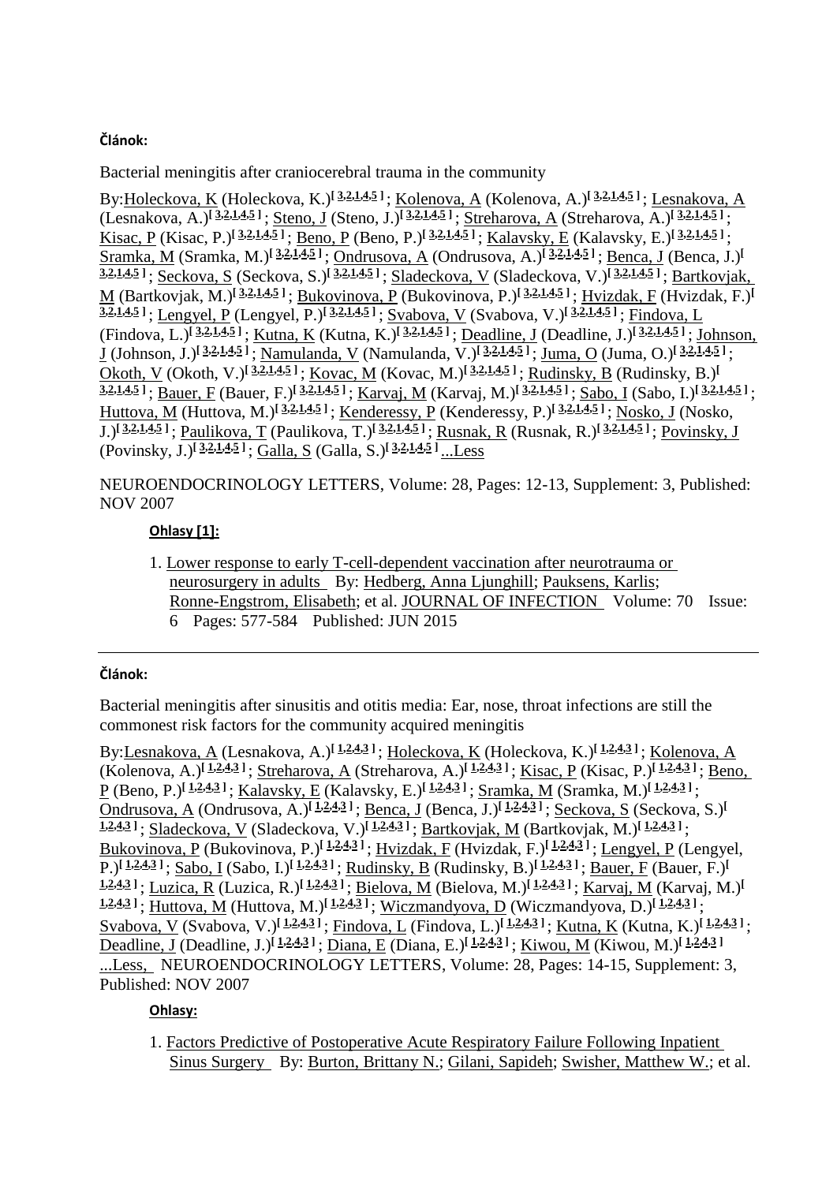**Článok:**

Bacterial meningitis after craniocerebral trauma in the community

By:Holeckova, K (Holeckova, K.)[ 3,2,1,4,5 ] ; Kolenova, A (Kolenova, A.)[ 3,2,1,4,5 ] ; Lesnakova, A (Lesnakova, A.)[ 3,2,1,4,5 ] ; Steno, J (Steno, J.)[ 3,2,1,4,5 ] ; Streharova, A (Streharova, A.)[ 3,2,1,4,5 ] ; Kisac, P (Kisac, P.)[ 3,2,1,4,5 ] ; Beno, P (Beno, P.)[ 3,2,1,4,5 ] ; Kalavsky, E (Kalavsky, E.)[ 3,2,1,4,5 ] ; Sramka, M (Sramka, M.)[ 3,2,1,4,5 ] ; Ondrusova, A (Ondrusova, A.)[ 3,2,1,4,5 ] ; Benca, J (Benca, J.)[ 3,2,1,4,5 ] ; Seckova, S (Seckova, S.)[ 3,2,1,4,5 ] ; Sladeckova, V (Sladeckova, V.)[ 3,2,1,4,5 ] ; Bartkovjak, M (Bartkovjak, M.)[ 3,2,1,4,5 ] ; Bukovinova, P (Bukovinova, P.)[ 3,2,1,4,5 ] ; Hvizdak, F (Hvizdak, F.)[ 3,2,1,4,5 ] ; Lengyel, P (Lengyel, P.)[ 3,2,1,4,5 ] ; Svabova, V (Svabova, V.)[ 3,2,1,4,5 ] ; Findova, L (Findova, L.)[ 3,2,1,4,5 ] ; Kutna, K (Kutna, K.)[ 3,2,1,4,5 ] ; Deadline, J (Deadline, J.)[ 3,2,1,4,5 ] ; Johnson, J (Johnson, J.)[ 3,2,1,4,5 ] ; Namulanda, V (Namulanda, V.)[ 3,2,1,4,5 ] ; Juma, O (Juma, O.)[ 3,2,1,4,5 ] ; Okoth, V (Okoth, V.)[ 3,2,1,4,5 ] ; Kovac, M (Kovac, M.)[ 3,2,1,4,5 ] ; Rudinsky, B (Rudinsky, B.)[ 3,2,1,4,5 ] ; Bauer, F (Bauer, F.)[ 3,2,1,4,5 ] ; Karvaj, M (Karvaj, M.)[ 3,2,1,4,5 ] ; Sabo, I (Sabo, I.)[ 3,2,1,4,5 ] ; Huttova, M (Huttova, M.)[ 3,2,1,4,5 ] ; Kenderessy, P (Kenderessy, P.)[ 3,2,1,4,5 ] ; Nosko, J (Nosko, J.)[ 3,2,1,4,5 ] ; Paulikova, T (Paulikova, T.)[ 3,2,1,4,5 ] ; Rusnak, R (Rusnak, R.)[ 3,2,1,4,5 ] ; Povinsky, J (Povinsky, J.)[ 3,2,1,4,5 ] ; Galla, S (Galla, S.)[ 3,2,1,4,5 ] ...Less

NEUROENDOCRINOLOGY LETTERS, Volume: 28, Pages: 12-13, Supplement: 3, Published: NOV 2007

**Ohlasy [1]:**

1. Lower response to early T-cell-dependent vaccination after neurotrauma or neurosurgery in adults By: Hedberg, Anna Ljunghill; Pauksens, Karlis; Ronne-Engstrom, Elisabeth; et al. JOURNAL OF INFECTION Volume: 70 Issue: 6 Pages: 577-584 Published: JUN 2015

---

**Článok:**

Bacterial meningitis after sinusitis and otitis media: Ear, nose, throat infections are still the commonest risk factors for the community acquired meningitis

By:Lesnakova, A (Lesnakova, A.)[ 1,2,4,3 ] ; Holeckova, K (Holeckova, K.)[ 1,2,4,3 ] ; Kolenova, A (Kolenova, A.)[ 1,2,4,3 ] ; Streharova, A (Streharova, A.)[ 1,2,4,3 ] ; Kisac, P (Kisac, P.)[ 1,2,4,3 ] ; Beno, P (Beno, P.)[ 1,2,4,3 ] ; Kalavsky, E (Kalavsky, E.)[ 1,2,4,3 ] ; Sramka, M (Sramka, M.)[ 1,2,4,3 ] ; Ondrusova, A (Ondrusova, A.)[ 1,2,4,3 ] ; Benca, J (Benca, J.)[ 1,2,4,3 ] ; Seckova, S (Seckova, S.)[ 1,2,4,3 ] ; Sladeckova, V (Sladeckova, V.)[ 1,2,4,3 ] ; Bartkovjak, M (Bartkovjak, M.)[ 1,2,4,3 ] ; Bukovinova, P (Bukovinova, P.)[ 1,2,4,3 ] ; Hvizdak, F (Hvizdak, F.)[ 1,2,4,3 ] ; Lengyel, P (Lengyel, P.)[ 1,2,4,3 ] ; Sabo, I (Sabo, I.)[ 1,2,4,3 ] ; Rudinsky, B (Rudinsky, B.)[ 1,2,4,3 ] ; Bauer, F (Bauer, F.)[ 1,2,4,3 ] ; Luzica, R (Luzica, R.)[ 1,2,4,3 ] ; Bielova, M (Bielova, M.)[ 1,2,4,3 ] ; Karvaj, M (Karvaj, M.)[ 1,2,4,3 ] ; Huttova, M (Huttova, M.)[ 1,2,4,3 ] ; Wiczmandyova, D (Wiczmandyova, D.)[ 1,2,4,3 ] ; Svabova, V (Svabova, V.)[ 1,2,4,3 ] ; Findova, L (Findova, L.)[ 1,2,4,3 ] ; Kutna, K (Kutna, K.)[ 1,2,4,3 ] ; Deadline, J (Deadline, J.)[ 1,2,4,3 ] ; Diana, E (Diana, E.)[ 1,2,4,3 ] ; Kiwou, M (Kiwou, M.)[ 1,2,4,3 ] ...Less, NEUROENDOCRINOLOGY LETTERS, Volume: 28, Pages: 14-15, Supplement: 3, Published: NOV 2007

**Ohlasy:**

1. Factors Predictive of Postoperative Acute Respiratory Failure Following Inpatient Sinus Surgery By: Burton, Brittany N.; Gilani, Sapideh; Swisher, Matthew W.; et al.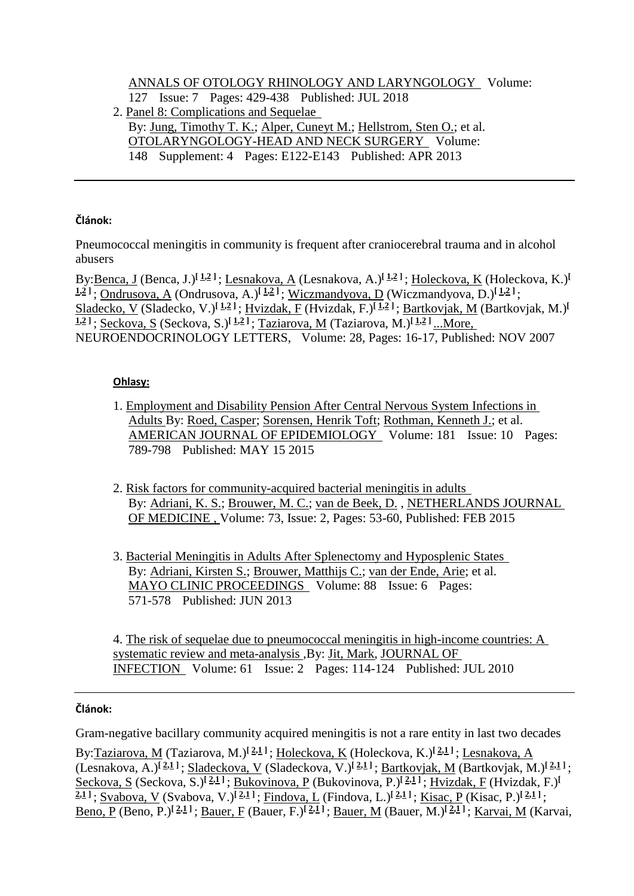ANNALS OF OTOLOGY RHINOLOGY AND LARYNGOLOGY Volume: 127 Issue: 7 Pages: 429-438 Published: JUL 2018

2. Panel 8: Complications and Sequelae
   By: Jung, Timothy T. K.; Alper, Cuneyt M.; Hellstrom, Sten O.; et al.
   OTOLARYNGOLOGY-HEAD AND NECK SURGERY Volume: 148 Supplement: 4 Pages: E122-E143 Published: APR 2013

---

**Článok:**

Pneumococcal meningitis in community is frequent after craniocerebral trauma and in alcohol abusers

By:Benca, J (Benca, J.)[1,2]; Lesnakova, A (Lesnakova, A.)[1,2]; Holeckova, K (Holeckova, K.)[1,2]; Ondrusova, A (Ondrusova, A.)[1,2]; Wiczmandyova, D (Wiczmandyova, D.)[1,2]; Sladecko, V (Sladecko, V.)[1,2]; Hvizdak, F (Hvizdak, F.)[1,2]; Bartkovjak, M (Bartkovjak, M.)[1,2]; Seckova, S (Seckova, S.)[1,2]; Taziarova, M (Taziarova, M.)[1,2] ...More,
NEUROENDOCRINOLOGY LETTERS, Volume: 28, Pages: 16-17, Published: NOV 2007

**Ohlasy:**

1. Employment and Disability Pension After Central Nervous System Infections in Adults By: Roed, Casper; Sorensen, Henrik Toft; Rothman, Kenneth J.; et al.
   AMERICAN JOURNAL OF EPIDEMIOLOGY Volume: 181 Issue: 10 Pages: 789-798 Published: MAY 15 2015

2. Risk factors for community-acquired bacterial meningitis in adults
   By: Adriani, K. S.; Brouwer, M. C.; van de Beek, D. , NETHERLANDS JOURNAL OF MEDICINE , Volume: 73, Issue: 2, Pages: 53-60, Published: FEB 2015

3. Bacterial Meningitis in Adults After Splenectomy and Hyposplenic States
   By: Adriani, Kirsten S.; Brouwer, Matthijs C.; van der Ende, Arie; et al.
   MAYO CLINIC PROCEEDINGS Volume: 88 Issue: 6 Pages: 571-578 Published: JUN 2013

4. The risk of sequelae due to pneumococcal meningitis in high-income countries: A systematic review and meta-analysis ,By: Jit, Mark, JOURNAL OF INFECTION Volume: 61 Issue: 2 Pages: 114-124 Published: JUL 2010

---

**Článok:**

Gram-negative bacillary community acquired meningitis is not a rare entity in last two decades

By:Taziarova, M (Taziarova, M.)[2,1]; Holeckova, K (Holeckova, K.)[2,1]; Lesnakova, A (Lesnakova, A.)[2,1]; Sladeckova, V (Sladeckova, V.)[2,1]; Bartkovjak, M (Bartkovjak, M.)[2,1]; Seckova, S (Seckova, S.)[2,1]; Bukovinova, P (Bukovinova, P.)[2,1]; Hvizdak, F (Hvizdak, F.)[2,1]; Svabova, V (Svabova, V.)[2,1]; Findova, L (Findova, L.)[2,1]; Kisac, P (Kisac, P.)[2,1]; Beno, P (Beno, P.)[2,1]; Bauer, F (Bauer, F.)[2,1]; Bauer, M (Bauer, M.)[2,1]; Karvai, M (Karvai,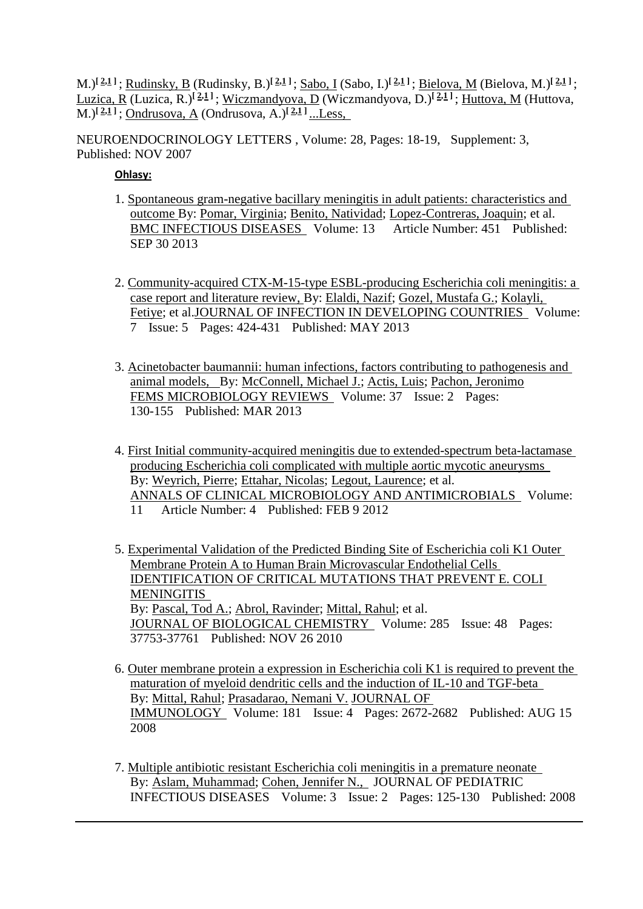M.)[2,1]; Rudinsky, B (Rudinsky, B.)[2,1]; Sabo, I (Sabo, I.)[2,1]; Bielova, M (Bielova, M.)[2,1]; Luzica, R (Luzica, R.)[2,1]; Wiczmandyova, D (Wiczmandyova, D.)[2,1]; Huttova, M (Huttova, M.)[2,1]; Ondrusova, A (Ondrusova, A.)[2,1]...Less,

NEUROENDOCRINOLOGY LETTERS , Volume: 28, Pages: 18-19, Supplement: 3, Published: NOV 2007

**Ohlasy:**

1. Spontaneous gram-negative bacillary meningitis in adult patients: characteristics and outcome By: Pomar, Virginia; Benito, Natividad; Lopez-Contreras, Joaquin; et al. BMC INFECTIOUS DISEASES Volume: 13 Article Number: 451 Published: SEP 30 2013

2. Community-acquired CTX-M-15-type ESBL-producing Escherichia coli meningitis: a case report and literature review, By: Elaldi, Nazif; Gozel, Mustafa G.; Kolayli, Fetiye; et al.JOURNAL OF INFECTION IN DEVELOPING COUNTRIES Volume: 7 Issue: 5 Pages: 424-431 Published: MAY 2013

3. Acinetobacter baumannii: human infections, factors contributing to pathogenesis and animal models, By: McConnell, Michael J.; Actis, Luis; Pachon, Jeronimo FEMS MICROBIOLOGY REVIEWS Volume: 37 Issue: 2 Pages: 130-155 Published: MAR 2013

4. First Initial community-acquired meningitis due to extended-spectrum beta-lactamase producing Escherichia coli complicated with multiple aortic mycotic aneurysms By: Weyrich, Pierre; Ettahar, Nicolas; Legout, Laurence; et al. ANNALS OF CLINICAL MICROBIOLOGY AND ANTIMICROBIALS Volume: 11 Article Number: 4 Published: FEB 9 2012

5. Experimental Validation of the Predicted Binding Site of Escherichia coli K1 Outer Membrane Protein A to Human Brain Microvascular Endothelial Cells IDENTIFICATION OF CRITICAL MUTATIONS THAT PREVENT E. COLI MENINGITIS By: Pascal, Tod A.; Abrol, Ravinder; Mittal, Rahul; et al. JOURNAL OF BIOLOGICAL CHEMISTRY Volume: 285 Issue: 48 Pages: 37753-37761 Published: NOV 26 2010

6. Outer membrane protein a expression in Escherichia coli K1 is required to prevent the maturation of myeloid dendritic cells and the induction of IL-10 and TGF-beta By: Mittal, Rahul; Prasadarao, Nemani V. JOURNAL OF IMMUNOLOGY Volume: 181 Issue: 4 Pages: 2672-2682 Published: AUG 15 2008

7. Multiple antibiotic resistant Escherichia coli meningitis in a premature neonate By: Aslam, Muhammad; Cohen, Jennifer N., JOURNAL OF PEDIATRIC INFECTIOUS DISEASES Volume: 3 Issue: 2 Pages: 125-130 Published: 2008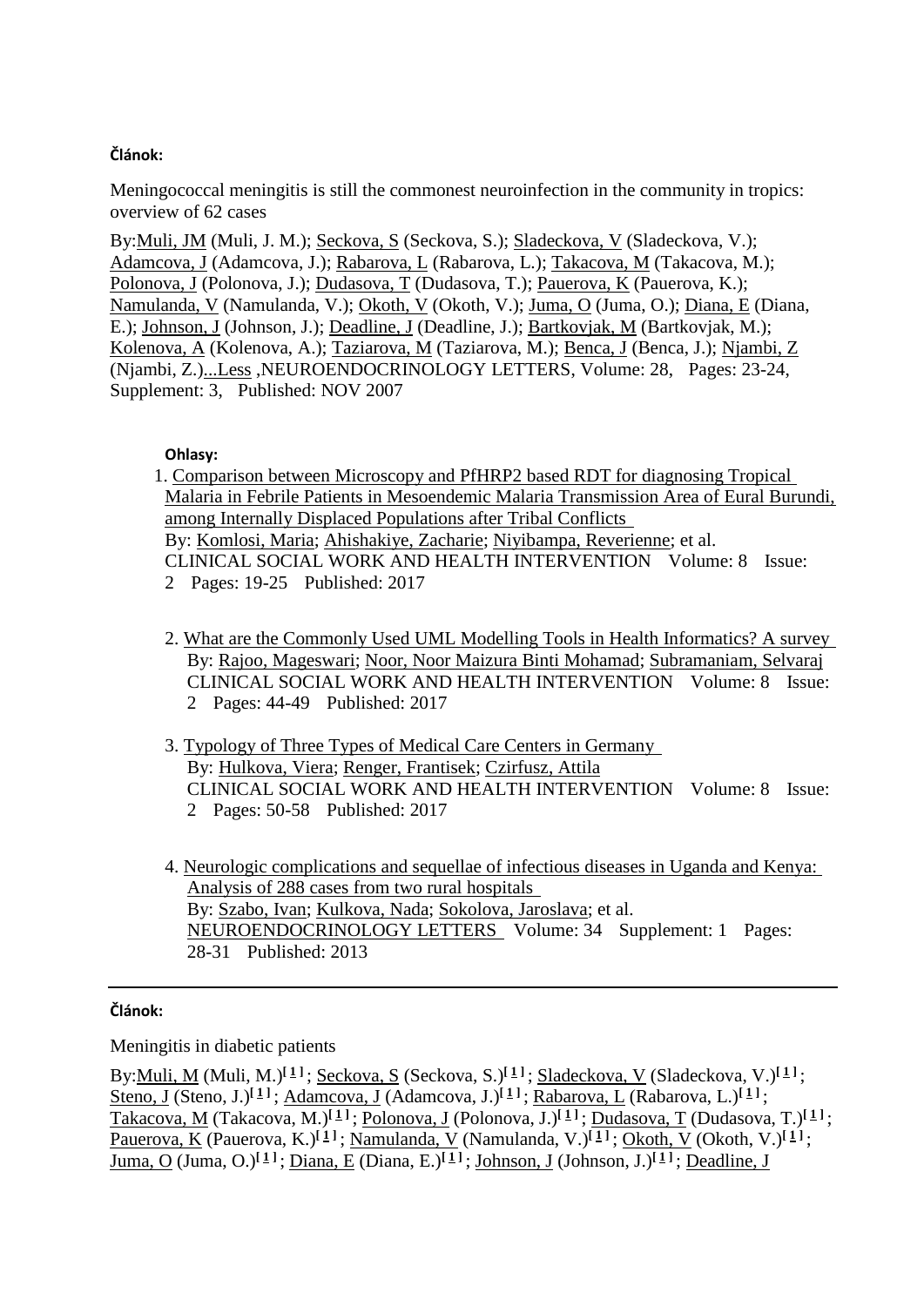**Článok:**

Meningococcal meningitis is still the commonest neuroinfection in the community in tropics: overview of 62 cases

By:Muli, JM (Muli, J. M.); Seckova, S (Seckova, S.); Sladeckova, V (Sladeckova, V.); Adamcova, J (Adamcova, J.); Rabarova, L (Rabarova, L.); Takacova, M (Takacova, M.); Polonova, J (Polonova, J.); Dudasova, T (Dudasova, T.); Pauerova, K (Pauerova, K.); Namulanda, V (Namulanda, V.); Okoth, V (Okoth, V.); Juma, O (Juma, O.); Diana, E (Diana, E.); Johnson, J (Johnson, J.); Deadline, J (Deadline, J.); Bartkovjak, M (Bartkovjak, M.); Kolenova, A (Kolenova, A.); Taziarova, M (Taziarova, M.); Benca, J (Benca, J.); Njambi, Z (Njambi, Z.)...Less ,NEUROENDOCRINOLOGY LETTERS, Volume: 28, Pages: 23-24, Supplement: 3, Published: NOV 2007

**Ohlasy:**

1. Comparison between Microscopy and PfHRP2 based RDT for diagnosing Tropical Malaria in Febrile Patients in Mesoendemic Malaria Transmission Area of Eural Burundi, among Internally Displaced Populations after Tribal Conflicts
   By: Komlosi, Maria; Ahishakiye, Zacharie; Niyibampa, Reverienne; et al.
   CLINICAL SOCIAL WORK AND HEALTH INTERVENTION Volume: 8 Issue: 2 Pages: 19-25 Published: 2017

2. What are the Commonly Used UML Modelling Tools in Health Informatics? A survey
   By: Rajoo, Mageswari; Noor, Noor Maizura Binti Mohamad; Subramaniam, Selvaraj
   CLINICAL SOCIAL WORK AND HEALTH INTERVENTION Volume: 8 Issue: 2 Pages: 44-49 Published: 2017

3. Typology of Three Types of Medical Care Centers in Germany
   By: Hulkova, Viera; Renger, Frantisek; Czirfusz, Attila
   CLINICAL SOCIAL WORK AND HEALTH INTERVENTION Volume: 8 Issue: 2 Pages: 50-58 Published: 2017

4. Neurologic complications and sequellae of infectious diseases in Uganda and Kenya: Analysis of 288 cases from two rural hospitals
   By: Szabo, Ivan; Kulkova, Nada; Sokolova, Jaroslava; et al.
   NEUROENDOCRINOLOGY LETTERS Volume: 34 Supplement: 1 Pages: 28-31 Published: 2013

---

**Článok:**

Meningitis in diabetic patients

By:Muli, M (Muli, M.)[1]; Seckova, S (Seckova, S.)[1]; Sladeckova, V (Sladeckova, V.)[1]; Steno, J (Steno, J.)[1]; Adamcova, J (Adamcova, J.)[1]; Rabarova, L (Rabarova, L.)[1]; Takacova, M (Takacova, M.)[1]; Polonova, J (Polonova, J.)[1]; Dudasova, T (Dudasova, T.)[1]; Pauerova, K (Pauerova, K.)[1]; Namulanda, V (Namulanda, V.)[1]; Okoth, V (Okoth, V.)[1]; Juma, O (Juma, O.)[1]; Diana, E (Diana, E.)[1]; Johnson, J (Johnson, J.)[1]; Deadline, J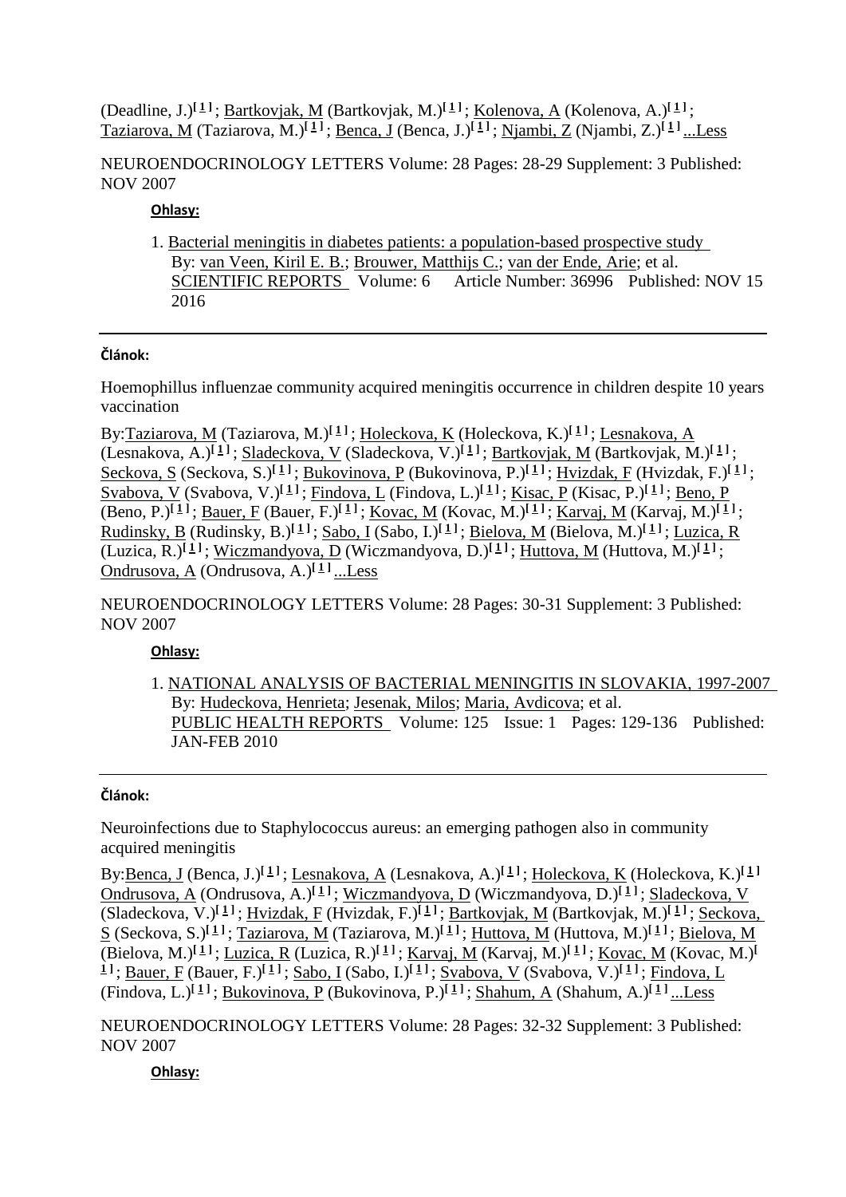(Deadline, J.)[1]; Bartkovjak, M (Bartkovjak, M.)[1]; Kolenova, A (Kolenova, A.)[1]; Taziarova, M (Taziarova, M.)[1]; Benca, J (Benca, J.)[1]; Njambi, Z (Njambi, Z.)[1] ...Less

NEUROENDOCRINOLOGY LETTERS Volume: 28 Pages: 28-29 Supplement: 3 Published: NOV 2007

**Ohlasy:**

1. Bacterial meningitis in diabetes patients: a population-based prospective study
   By: van Veen, Kiril E. B.; Brouwer, Matthijs C.; van der Ende, Arie; et al.
   SCIENTIFIC REPORTS Volume: 6 Article Number: 36996 Published: NOV 15 2016

---

**Článok:**

Hoemophillus influenzae community acquired meningitis occurrence in children despite 10 years vaccination

By: Taziarova, M (Taziarova, M.)[1]; Holeckova, K (Holeckova, K.)[1]; Lesnakova, A (Lesnakova, A.)[1]; Sladeckova, V (Sladeckova, V.)[1]; Bartkovjak, M (Bartkovjak, M.)[1]; Seckova, S (Seckova, S.)[1]; Bukovinova, P (Bukovinova, P.)[1]; Hvizdak, F (Hvizdak, F.)[1]; Svabova, V (Svabova, V.)[1]; Findova, L (Findova, L.)[1]; Kisac, P (Kisac, P.)[1]; Beno, P (Beno, P.)[1]; Bauer, F (Bauer, F.)[1]; Kovac, M (Kovac, M.)[1]; Karvaj, M (Karvaj, M.)[1]; Rudinsky, B (Rudinsky, B.)[1]; Sabo, I (Sabo, I.)[1]; Bielova, M (Bielova, M.)[1]; Luzica, R (Luzica, R.)[1]; Wiczmandyova, D (Wiczmandyova, D.)[1]; Huttova, M (Huttova, M.)[1]; Ondrusova, A (Ondrusova, A.)[1] ...Less

NEUROENDOCRINOLOGY LETTERS Volume: 28 Pages: 30-31 Supplement: 3 Published: NOV 2007

**Ohlasy:**

1. NATIONAL ANALYSIS OF BACTERIAL MENINGITIS IN SLOVAKIA, 1997-2007
   By: Hudeckova, Henrieta; Jesenak, Milos; Maria, Avdicova; et al.
   PUBLIC HEALTH REPORTS Volume: 125 Issue: 1 Pages: 129-136 Published: JAN-FEB 2010

---

**Článok:**

Neuroinfections due to Staphylococcus aureus: an emerging pathogen also in community acquired meningitis

By: Benca, J (Benca, J.)[1]; Lesnakova, A (Lesnakova, A.)[1]; Holeckova, K (Holeckova, K.)[1] Ondrusova, A (Ondrusova, A.)[1]; Wiczmandyova, D (Wiczmandyova, D.)[1]; Sladeckova, V (Sladeckova, V.)[1]; Hvizdak, F (Hvizdak, F.)[1]; Bartkovjak, M (Bartkovjak, M.)[1]; Seckova, S (Seckova, S.)[1]; Taziarova, M (Taziarova, M.)[1]; Huttova, M (Huttova, M.)[1]; Bielova, M (Bielova, M.)[1]; Luzica, R (Luzica, R.)[1]; Karvaj, M (Karvaj, M.)[1]; Kovac, M (Kovac, M.)[1]; Bauer, F (Bauer, F.)[1]; Sabo, I (Sabo, I.)[1]; Svabova, V (Svabova, V.)[1]; Findova, L (Findova, L.)[1]; Bukovinova, P (Bukovinova, P.)[1]; Shahum, A (Shahum, A.)[1] ...Less

NEUROENDOCRINOLOGY LETTERS Volume: 28 Pages: 32-32 Supplement: 3 Published: NOV 2007

**Ohlasy:**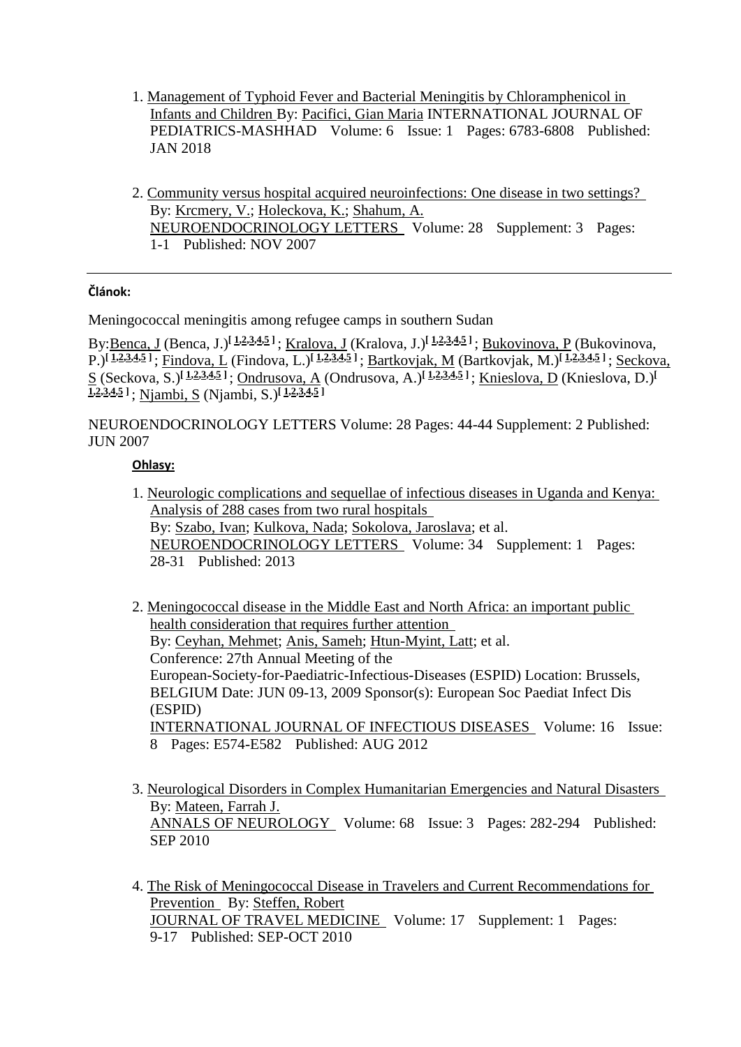1. Management of Typhoid Fever and Bacterial Meningitis by Chloramphenicol in Infants and Children By: Pacifici, Gian Maria INTERNATIONAL JOURNAL OF PEDIATRICS-MASHHAD Volume: 6 Issue: 1 Pages: 6783-6808 Published: JAN 2018

2. Community versus hospital acquired neuroinfections: One disease in two settings? By: Krcmery, V.; Holeckova, K.; Shahum, A. NEUROENDOCRINOLOGY LETTERS Volume: 28 Supplement: 3 Pages: 1-1 Published: NOV 2007

---

**Článok:**

Meningococcal meningitis among refugee camps in southern Sudan

By:Benca, J (Benca, J.)[1,2,3,4,5]; Kralova, J (Kralova, J.)[1,2,3,4,5]; Bukovinova, P (Bukovinova, P.)[1,2,3,4,5]; Findova, L (Findova, L.)[1,2,3,4,5]; Bartkovjak, M (Bartkovjak, M.)[1,2,3,4,5]; Seckova, S (Seckova, S.)[1,2,3,4,5]; Ondrusova, A (Ondrusova, A.)[1,2,3,4,5]; Knieslova, D (Knieslova, D.)[1,2,3,4,5]; Njambi, S (Njambi, S.)[1,2,3,4,5]

NEUROENDOCRINOLOGY LETTERS Volume: 28 Pages: 44-44 Supplement: 2 Published: JUN 2007

**Ohlasy:**

1. Neurologic complications and sequellae of infectious diseases in Uganda and Kenya: Analysis of 288 cases from two rural hospitals By: Szabo, Ivan; Kulkova, Nada; Sokolova, Jaroslava; et al. NEUROENDOCRINOLOGY LETTERS Volume: 34 Supplement: 1 Pages: 28-31 Published: 2013

2. Meningococcal disease in the Middle East and North Africa: an important public health consideration that requires further attention By: Ceyhan, Mehmet; Anis, Sameh; Htun-Myint, Latt; et al. Conference: 27th Annual Meeting of the European-Society-for-Paediatric-Infectious-Diseases (ESPID) Location: Brussels, BELGIUM Date: JUN 09-13, 2009 Sponsor(s): European Soc Paediat Infect Dis (ESPID) INTERNATIONAL JOURNAL OF INFECTIOUS DISEASES Volume: 16 Issue: 8 Pages: E574-E582 Published: AUG 2012

3. Neurological Disorders in Complex Humanitarian Emergencies and Natural Disasters By: Mateen, Farrah J. ANNALS OF NEUROLOGY Volume: 68 Issue: 3 Pages: 282-294 Published: SEP 2010

4. The Risk of Meningococcal Disease in Travelers and Current Recommendations for Prevention By: Steffen, Robert JOURNAL OF TRAVEL MEDICINE Volume: 17 Supplement: 1 Pages: 9-17 Published: SEP-OCT 2010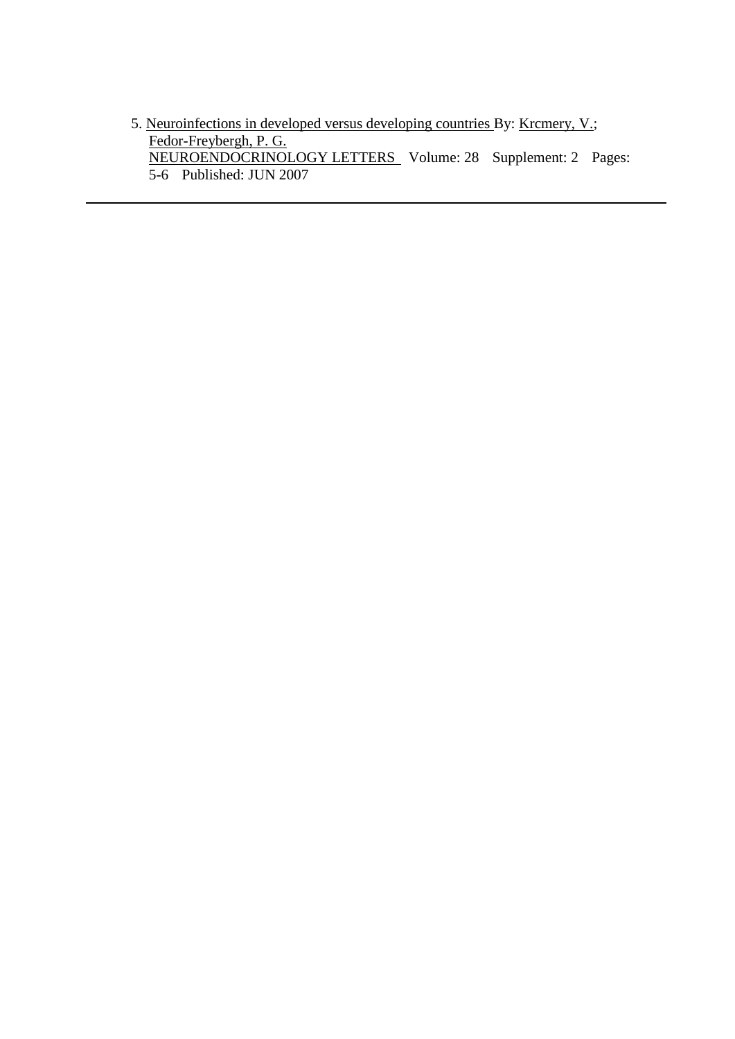5. Neuroinfections in developed versus developing countries By: Krcmery, V.; Fedor-Freybergh, P. G.
   NEUROENDOCRINOLOGY LETTERS  Volume: 28  Supplement: 2  Pages: 5-6  Published: JUN 2007

---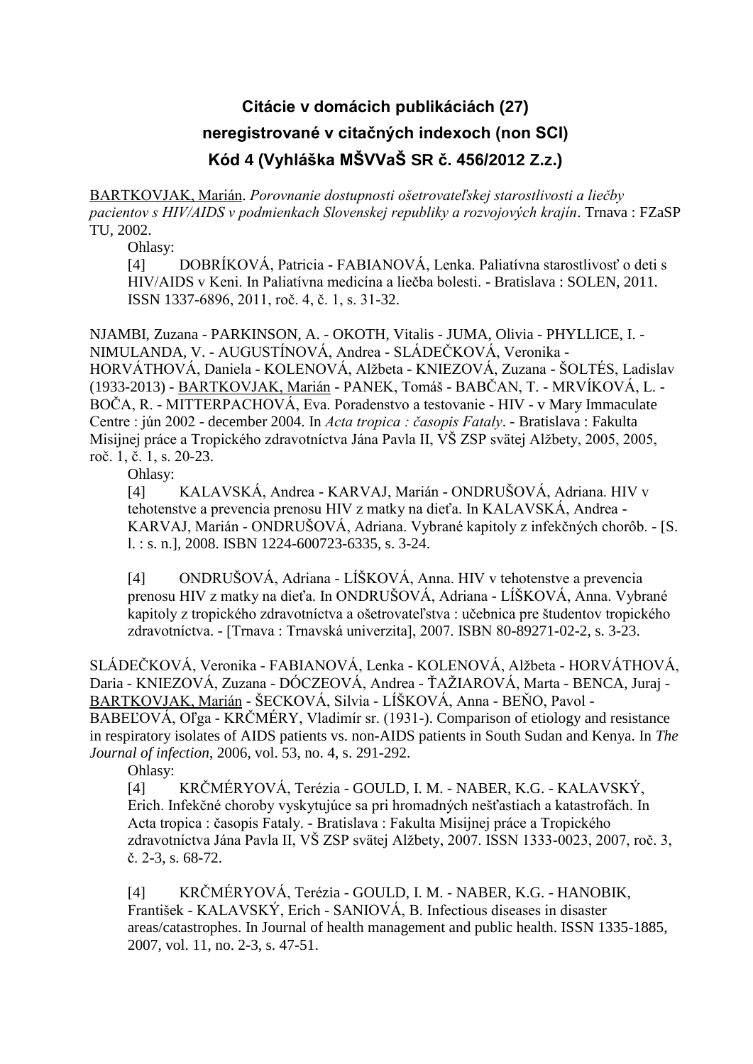# Citácie v domácich publikáciách (27)
# neregistrované v citačných indexoch (non SCI)
# Kód 4 (Vyhláška MŠVVaŠ SR č. 456/2012 Z.z.)

BARTKOVJAK, Marián. *Porovnanie dostupnosti ošetrovateľskej starostlivosti a liečby pacientov s HIV/AIDS v podmienkach Slovenskej republiky a rozvojových krajín*. Trnava : FZaSP TU, 2002.

Ohlasy:

[4] DOBRÍKOVÁ, Patricia - FABIANOVÁ, Lenka. Paliatívna starostlivosť o deti s HIV/AIDS v Keni. In Paliatívna medicína a liečba bolesti. - Bratislava : SOLEN, 2011. ISSN 1337-6896, 2011, roč. 4, č. 1, s. 31-32.

NJAMBI, Zuzana - PARKINSON, A. - OKOTH, Vitalis - JUMA, Olivia - PHYLLICE, I. - NIMULANDA, V. - AUGUSTÍNOVÁ, Andrea - SLÁDEČKOVÁ, Veronika - HORVÁTHOVÁ, Daniela - KOLENOVÁ, Alžbeta - KNIEZOVÁ, Zuzana - ŠOLTÉS, Ladislav (1933-2013) - BARTKOVJAK, Marián - PANEK, Tomáš - BABČAN, T. - MRVÍKOVÁ, L. - BOČA, R. - MITTERPACHOVÁ, Eva. Poradenstvo a testovanie - HIV - v Mary Immaculate Centre : jún 2002 - december 2004. In *Acta tropica : časopis Fataly*. - Bratislava : Fakulta Misijnej práce a Tropického zdravotníctva Jána Pavla II, VŠ ZSP svätej Alžbety, 2005, 2005, roč. 1, č. 1, s. 20-23.

Ohlasy:

[4] KALAVSKÁ, Andrea - KARVAJ, Marián - ONDRUŠOVÁ, Adriana. HIV v tehotenstve a prevencia prenosu HIV z matky na dieťa. In KALAVSKÁ, Andrea - KARVAJ, Marián - ONDRUŠOVÁ, Adriana. Vybrané kapitoly z infekčných chorôb. - [S. l. : s. n.], 2008. ISBN 1224-600723-6335, s. 3-24.

[4] ONDRUŠOVÁ, Adriana - LÍŠKOVÁ, Anna. HIV v tehotenstve a prevencia prenosu HIV z matky na dieťa. In ONDRUŠOVÁ, Adriana - LÍŠKOVÁ, Anna. Vybrané kapitoly z tropického zdravotníctva a ošetrovateľstva : učebnica pre študentov tropického zdravotníctva. - [Trnava : Trnavská univerzita], 2007. ISBN 80-89271-02-2, s. 3-23.

SLÁDEČKOVÁ, Veronika - FABIANOVÁ, Lenka - KOLENOVÁ, Alžbeta - HORVÁTHOVÁ, Daria - KNIEZOVÁ, Zuzana - DÓCZEOVÁ, Andrea - ŤAŽIAROVÁ, Marta - BENCA, Juraj - BARTKOVJAK, Marián - ŠECKOVÁ, Silvia - LÍŠKOVÁ, Anna - BEŇO, Pavol - BABEĽOVÁ, Oľga - KRČMÉRY, Vladimír sr. (1931-). Comparison of etiology and resistance in respiratory isolates of AIDS patients vs. non-AIDS patients in South Sudan and Kenya. In *The Journal of infection*, 2006, vol. 53, no. 4, s. 291-292.

Ohlasy:

[4] KRČMÉRYOVÁ, Terézia - GOULD, I. M. - NABER, K.G. - KALAVSKÝ, Erich. Infekčné choroby vyskytujúce sa pri hromadných nešťastiach a katastrofách. In Acta tropica : časopis Fataly. - Bratislava : Fakulta Misijnej práce a Tropického zdravotníctva Jána Pavla II, VŠ ZSP svätej Alžbety, 2007. ISSN 1333-0023, 2007, roč. 3, č. 2-3, s. 68-72.

[4] KRČMÉRYOVÁ, Terézia - GOULD, I. M. - NABER, K.G. - HANOBIK, František - KALAVSKÝ, Erich - SANIOVÁ, B. Infectious diseases in disaster areas/catastrophes. In Journal of health management and public health. ISSN 1335-1885, 2007, vol. 11, no. 2-3, s. 47-51.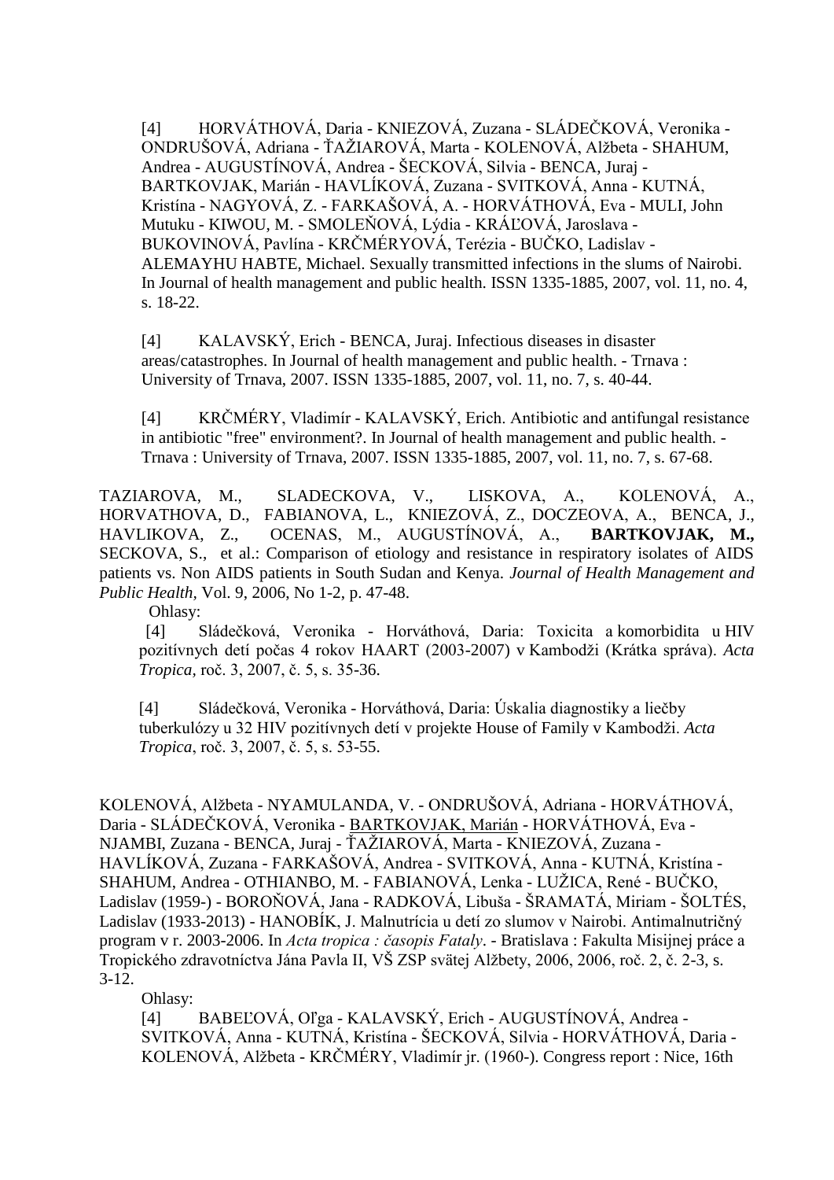[4] HORVÁTHOVÁ, Daria - KNIEZOVÁ, Zuzana - SLÁDEČKOVÁ, Veronika - ONDRUŠOVÁ, Adriana - ŤAŽIAROVÁ, Marta - KOLENOVÁ, Alžbeta - SHAHUM, Andrea - AUGUSTÍNOVÁ, Andrea - ŠECKOVÁ, Silvia - BENCA, Juraj - BARTKOVJAK, Marián - HAVLÍKOVÁ, Zuzana - SVITKOVÁ, Anna - KUTNÁ, Kristína - NAGYOVÁ, Z. - FARKAŠOVÁ, A. - HORVÁTHOVÁ, Eva - MULI, John Mutuku - KIWOU, M. - SMOLEŇOVÁ, Lýdia - KRÁĽOVÁ, Jaroslava - BUKOVINOVÁ, Pavlína - KRČMÉRYOVÁ, Terézia - BUČKO, Ladislav - ALEMAYHU HABTE, Michael. Sexually transmitted infections in the slums of Nairobi. In Journal of health management and public health. ISSN 1335-1885, 2007, vol. 11, no. 4, s. 18-22.

[4] KALAVSKÝ, Erich - BENCA, Juraj. Infectious diseases in disaster areas/catastrophes. In Journal of health management and public health. - Trnava : University of Trnava, 2007. ISSN 1335-1885, 2007, vol. 11, no. 7, s. 40-44.

[4] KRČMÉRY, Vladimír - KALAVSKÝ, Erich. Antibiotic and antifungal resistance in antibiotic "free" environment?. In Journal of health management and public health. - Trnava : University of Trnava, 2007. ISSN 1335-1885, 2007, vol. 11, no. 7, s. 67-68.

TAZIAROVA, M., SLADECKOVA, V., LISKOVA, A., KOLENOVÁ, A., HORVATHOVA, D., FABIANOVA, L., KNIEZOVÁ, Z., DOCZEOVA, A., BENCA, J., HAVLIKOVA, Z., OCENAS, M., AUGUSTÍNOVÁ, A., **BARTKOVJAK, M.,** SECKOVA, S., et al.: Comparison of etiology and resistance in respiratory isolates of AIDS patients vs. Non AIDS patients in South Sudan and Kenya. *Journal of Health Management and Public Health,* Vol. 9, 2006, No 1-2, p. 47-48.

Ohlasy:

[4] Sládečková, Veronika - Horváthová, Daria: Toxicita a komorbidita u HIV pozitívnych detí počas 4 rokov HAART (2003-2007) v Kambodži (Krátka správa). *Acta Tropica,* roč. 3, 2007, č. 5, s. 35-36.

[4] Sládečková, Veronika - Horváthová, Daria: Úskalia diagnostiky a liečby tuberkulózy u 32 HIV pozitívnych detí v projekte House of Family v Kambodži. *Acta Tropica*, roč. 3, 2007, č. 5, s. 53-55.

KOLENOVÁ, Alžbeta - NYAMULANDA, V. - ONDRUŠOVÁ, Adriana - HORVÁTHOVÁ, Daria - SLÁDEČKOVÁ, Veronika - BARTKOVJAK, Marián - HORVÁTHOVÁ, Eva - NJAMBI, Zuzana - BENCA, Juraj - ŤAŽIAROVÁ, Marta - KNIEZOVÁ, Zuzana - HAVLÍKOVÁ, Zuzana - FARKAŠOVÁ, Andrea - SVITKOVÁ, Anna - KUTNÁ, Kristína - SHAHUM, Andrea - OTHIANBO, M. - FABIANOVÁ, Lenka - LUŽICA, René - BUČKO, Ladislav (1959-) - BOROŇOVÁ, Jana - RADKOVÁ, Libuša - ŠRAMATÁ, Miriam - ŠOLTÉS, Ladislav (1933-2013) - HANOBÍK, J. Malnutrícia u detí zo slumov v Nairobi. Antimalnutričný program v r. 2003-2006. In *Acta tropica : časopis Fataly*. - Bratislava : Fakulta Misijnej práce a Tropického zdravotníctva Jána Pavla II, VŠ ZSP svätej Alžbety, 2006, 2006, roč. 2, č. 2-3, s. 3-12.

Ohlasy:

[4] BABEĽOVÁ, Oľga - KALAVSKÝ, Erich - AUGUSTÍNOVÁ, Andrea - SVITKOVÁ, Anna - KUTNÁ, Kristína - ŠECKOVÁ, Silvia - HORVÁTHOVÁ, Daria - KOLENOVÁ, Alžbeta - KRČMÉRY, Vladimír jr. (1960-). Congress report : Nice, 16th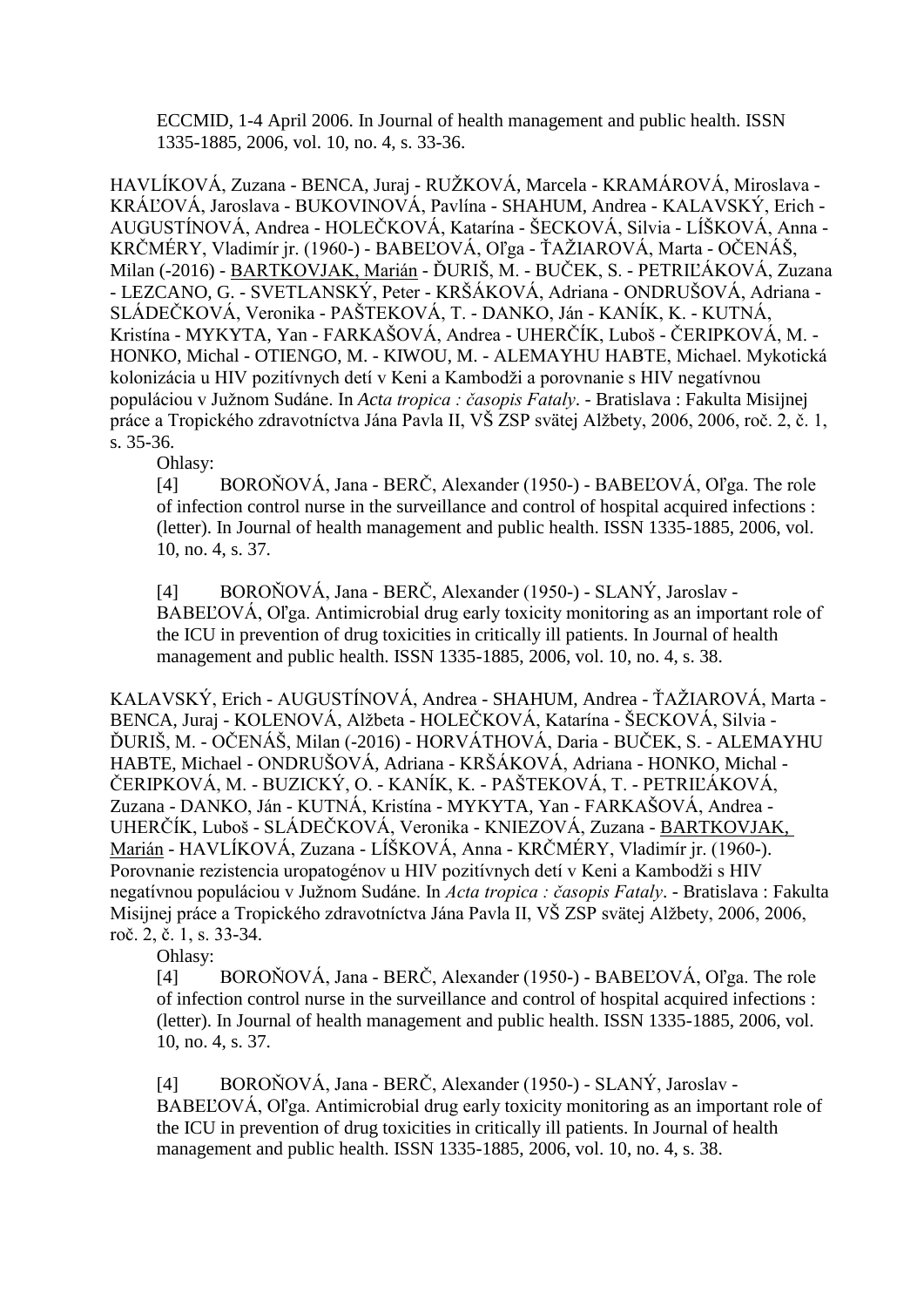ECCMID, 1-4 April 2006. In Journal of health management and public health. ISSN 1335-1885, 2006, vol. 10, no. 4, s. 33-36.

HAVLÍKOVÁ, Zuzana - BENCA, Juraj - RUŽKOVÁ, Marcela - KRAMÁROVÁ, Miroslava - KRÁĽOVÁ, Jaroslava - BUKOVINOVÁ, Pavlína - SHAHUM, Andrea - KALAVSKÝ, Erich - AUGUSTÍNOVÁ, Andrea - HOLEČKOVÁ, Katarína - ŠECKOVÁ, Silvia - LÍŠKOVÁ, Anna - KRČMÉRY, Vladimír jr. (1960-) - BABEĽOVÁ, Oľga - ŤAŽIAROVÁ, Marta - OČENÁŠ, Milan (-2016) - BARTKOVJAK, Marián - ĎURIŠ, M. - BUČEK, S. - PETRIĽÁKOVÁ, Zuzana - LEZCANO, G. - SVETLANSKÝ, Peter - KRŠÁKOVÁ, Adriana - ONDRUŠOVÁ, Adriana - SLÁDEČKOVÁ, Veronika - PAŠTEKOVÁ, T. - DANKO, Ján - KANÍK, K. - KUTNÁ, Kristína - MYKYTA, Yan - FARKAŠOVÁ, Andrea - UHERČÍK, Luboš - ČERIPKOVÁ, M. - HONKO, Michal - OTIENGO, M. - KIWOU, M. - ALEMAYHU HABTE, Michael. Mykotická kolonizácia u HIV pozitívnych detí v Keni a Kambodži a porovnanie s HIV negatívnou populáciou v Južnom Sudáne. In *Acta tropica : časopis Fataly*. - Bratislava : Fakulta Misijnej práce a Tropického zdravotníctva Jána Pavla II, VŠ ZSP svätej Alžbety, 2006, 2006, roč. 2, č. 1, s. 35-36.

Ohlasy:

[4] BOROŇOVÁ, Jana - BERČ, Alexander (1950-) - BABEĽOVÁ, Oľga. The role of infection control nurse in the surveillance and control of hospital acquired infections : (letter). In Journal of health management and public health. ISSN 1335-1885, 2006, vol. 10, no. 4, s. 37.

[4] BOROŇOVÁ, Jana - BERČ, Alexander (1950-) - SLANÝ, Jaroslav - BABEĽOVÁ, Oľga. Antimicrobial drug early toxicity monitoring as an important role of the ICU in prevention of drug toxicities in critically ill patients. In Journal of health management and public health. ISSN 1335-1885, 2006, vol. 10, no. 4, s. 38.

KALAVSKÝ, Erich - AUGUSTÍNOVÁ, Andrea - SHAHUM, Andrea - ŤAŽIAROVÁ, Marta - BENCA, Juraj - KOLENOVÁ, Alžbeta - HOLEČKOVÁ, Katarína - ŠECKOVÁ, Silvia - ĎURIŠ, M. - OČENÁŠ, Milan (-2016) - HORVÁTHOVÁ, Daria - BUČEK, S. - ALEMAYHU HABTE, Michael - ONDRUŠOVÁ, Adriana - KRŠÁKOVÁ, Adriana - HONKO, Michal - ČERIPKOVÁ, M. - BUZICKÝ, O. - KANÍK, K. - PAŠTEKOVÁ, T. - PETRIĽÁKOVÁ, Zuzana - DANKO, Ján - KUTNÁ, Kristína - MYKYTA, Yan - FARKAŠOVÁ, Andrea - UHERČÍK, Luboš - SLÁDEČKOVÁ, Veronika - KNIEZOVÁ, Zuzana - BARTKOVJAK, Marián - HAVLÍKOVÁ, Zuzana - LÍŠKOVÁ, Anna - KRČMÉRY, Vladimír jr. (1960-). Porovnanie rezistencia uropatogénov u HIV pozitívnych detí v Keni a Kambodži s HIV negatívnou populáciou v Južnom Sudáne. In *Acta tropica : časopis Fataly*. - Bratislava : Fakulta Misijnej práce a Tropického zdravotníctva Jána Pavla II, VŠ ZSP svätej Alžbety, 2006, 2006, roč. 2, č. 1, s. 33-34.

Ohlasy:

[4] BOROŇOVÁ, Jana - BERČ, Alexander (1950-) - BABEĽOVÁ, Oľga. The role of infection control nurse in the surveillance and control of hospital acquired infections : (letter). In Journal of health management and public health. ISSN 1335-1885, 2006, vol. 10, no. 4, s. 37.

[4] BOROŇOVÁ, Jana - BERČ, Alexander (1950-) - SLANÝ, Jaroslav - BABEĽOVÁ, Oľga. Antimicrobial drug early toxicity monitoring as an important role of the ICU in prevention of drug toxicities in critically ill patients. In Journal of health management and public health. ISSN 1335-1885, 2006, vol. 10, no. 4, s. 38.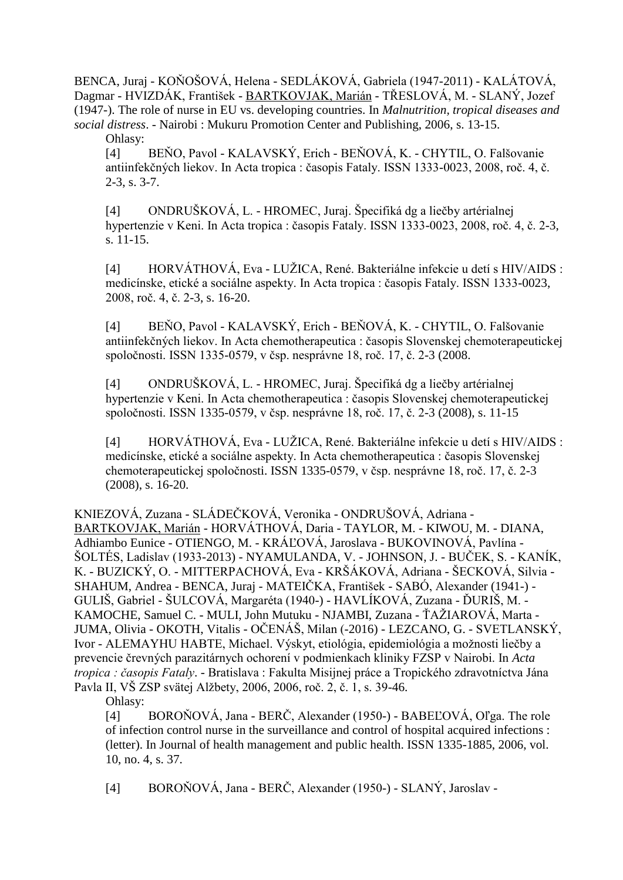BENCA, Juraj - KOŇOŠOVÁ, Helena - SEDLÁKOVÁ, Gabriela (1947-2011) - KALÁTOVÁ, Dagmar - HVIZDÁK, František - BARTKOVJAK, Marián - TŘESLOVÁ, M. - SLANÝ, Jozef (1947-). The role of nurse in EU vs. developing countries. In *Malnutrition, tropical diseases and social distress*. - Nairobi : Mukuru Promotion Center and Publishing, 2006, s. 13-15.

Ohlasy:

[4] BEŇO, Pavol - KALAVSKÝ, Erich - BEŇOVÁ, K. - CHYTIL, O. Falšovanie antiinfekčných liekov. In Acta tropica : časopis Fataly. ISSN 1333-0023, 2008, roč. 4, č. 2-3, s. 3-7.

[4] ONDRUŠKOVÁ, L. - HROMEC, Juraj. Špecifiká dg a liečby artérialnej hypertenzie v Keni. In Acta tropica : časopis Fataly. ISSN 1333-0023, 2008, roč. 4, č. 2-3, s. 11-15.

[4] HORVÁTHOVÁ, Eva - LUŽICA, René. Bakteriálne infekcie u detí s HIV/AIDS : medicínske, etické a sociálne aspekty. In Acta tropica : časopis Fataly. ISSN 1333-0023, 2008, roč. 4, č. 2-3, s. 16-20.

[4] BEŇO, Pavol - KALAVSKÝ, Erich - BEŇOVÁ, K. - CHYTIL, O. Falšovanie antiinfekčných liekov. In Acta chemotherapeutica : časopis Slovenskej chemoterapeutickej spoločnosti. ISSN 1335-0579, v čsp. nesprávne 18, roč. 17, č. 2-3 (2008.

[4] ONDRUŠKOVÁ, L. - HROMEC, Juraj. Špecifiká dg a liečby artérialnej hypertenzie v Keni. In Acta chemotherapeutica : časopis Slovenskej chemoterapeutickej spoločnosti. ISSN 1335-0579, v čsp. nesprávne 18, roč. 17, č. 2-3 (2008), s. 11-15

[4] HORVÁTHOVÁ, Eva - LUŽICA, René. Bakteriálne infekcie u detí s HIV/AIDS : medicínske, etické a sociálne aspekty. In Acta chemotherapeutica : časopis Slovenskej chemoterapeutickej spoločnosti. ISSN 1335-0579, v čsp. nesprávne 18, roč. 17, č. 2-3 (2008), s. 16-20.

KNIEZOVÁ, Zuzana - SLÁDEČKOVÁ, Veronika - ONDRUŠOVÁ, Adriana - BARTKOVJAK, Marián - HORVÁTHOVÁ, Daria - TAYLOR, M. - KIWOU, M. - DIANA, Adhiambo Eunice - OTIENGO, M. - KRÁĽOVÁ, Jaroslava - BUKOVINOVÁ, Pavlína - ŠOLTÉS, Ladislav (1933-2013) - NYAMULANDA, V. - JOHNSON, J. - BUČEK, S. - KANÍK, K. - BUZICKÝ, O. - MITTERPACHOVÁ, Eva - KRŠÁKOVÁ, Adriana - ŠECKOVÁ, Silvia - SHAHUM, Andrea - BENCA, Juraj - MATEIČKA, František - SABÓ, Alexander (1941-) - GULIŠ, Gabriel - ŠULCOVÁ, Margaréta (1940-) - HAVLÍKOVÁ, Zuzana - ĎURIŠ, M. - KAMOCHE, Samuel C. - MULI, John Mutuku - NJAMBI, Zuzana - ŤAŽIAROVÁ, Marta - JUMA, Olivia - OKOTH, Vitalis - OČENÁŠ, Milan (-2016) - LEZCANO, G. - SVETLANSKÝ, Ivor - ALEMAYHU HABTE, Michael. Výskyt, etiológia, epidemiológia a možnosti liečby a prevencie črevných parazitárnych ochorení v podmienkach kliniky FZSP v Nairobi. In *Acta tropica : časopis Fataly*. - Bratislava : Fakulta Misijnej práce a Tropického zdravotníctva Jána Pavla II, VŠ ZSP svätej Alžbety, 2006, 2006, roč. 2, č. 1, s. 39-46.

Ohlasy:

[4] BOROŇOVÁ, Jana - BERČ, Alexander (1950-) - BABEĽOVÁ, Oľga. The role of infection control nurse in the surveillance and control of hospital acquired infections : (letter). In Journal of health management and public health. ISSN 1335-1885, 2006, vol. 10, no. 4, s. 37.

[4] BOROŇOVÁ, Jana - BERČ, Alexander (1950-) - SLANÝ, Jaroslav -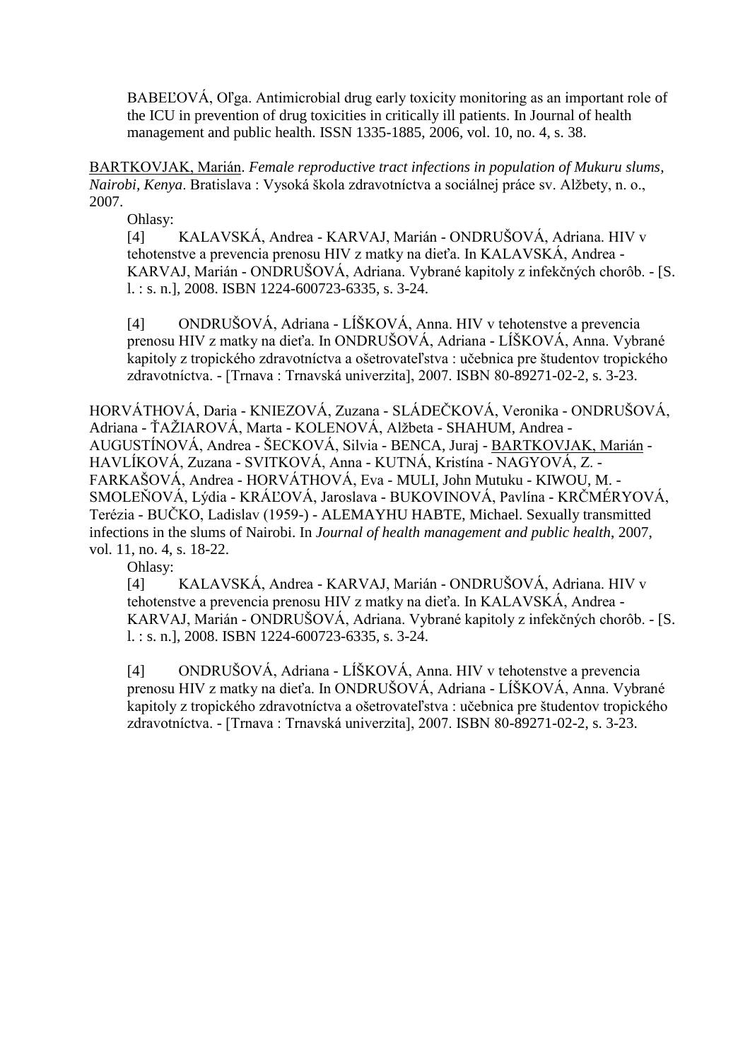BABEĽOVÁ, Oľga. Antimicrobial drug early toxicity monitoring as an important role of the ICU in prevention of drug toxicities in critically ill patients. In Journal of health management and public health. ISSN 1335-1885, 2006, vol. 10, no. 4, s. 38.

<u>BARTKOVJAK, Marián</u>. *Female reproductive tract infections in population of Mukuru slums, Nairobi, Kenya*. Bratislava : Vysoká škola zdravotníctva a sociálnej práce sv. Alžbety, n. o., 2007.

Ohlasy:

[4] KALAVSKÁ, Andrea - KARVAJ, Marián - ONDRUŠOVÁ, Adriana. HIV v tehotenstve a prevencia prenosu HIV z matky na dieťa. In KALAVSKÁ, Andrea - KARVAJ, Marián - ONDRUŠOVÁ, Adriana. Vybrané kapitoly z infekčných chorôb. - [S. l. : s. n.], 2008. ISBN 1224-600723-6335, s. 3-24.

[4] ONDRUŠOVÁ, Adriana - LÍŠKOVÁ, Anna. HIV v tehotenstve a prevencia prenosu HIV z matky na dieťa. In ONDRUŠOVÁ, Adriana - LÍŠKOVÁ, Anna. Vybrané kapitoly z tropického zdravotníctva a ošetrovateľstva : učebnica pre študentov tropického zdravotníctva. - [Trnava : Trnavská univerzita], 2007. ISBN 80-89271-02-2, s. 3-23.

HORVÁTHOVÁ, Daria - KNIEZOVÁ, Zuzana - SLÁDEČKOVÁ, Veronika - ONDRUŠOVÁ, Adriana - ŤAŽIAROVÁ, Marta - KOLENOVÁ, Alžbeta - SHAHUM, Andrea - AUGUSTÍNOVÁ, Andrea - ŠECKOVÁ, Silvia - BENCA, Juraj - <u>BARTKOVJAK, Marián</u> - HAVLÍKOVÁ, Zuzana - SVITKOVÁ, Anna - KUTNÁ, Kristína - NAGYOVÁ, Z. - FARKAŠOVÁ, Andrea - HORVÁTHOVÁ, Eva - MULI, John Mutuku - KIWOU, M. - SMOLEŇOVÁ, Lýdia - KRÁĽOVÁ, Jaroslava - BUKOVINOVÁ, Pavlína - KRČMÉRYOVÁ, Terézia - BUČKO, Ladislav (1959-) - ALEMAYHU HABTE, Michael. Sexually transmitted infections in the slums of Nairobi. In *Journal of health management and public health*, 2007, vol. 11, no. 4, s. 18-22.

Ohlasy:

[4] KALAVSKÁ, Andrea - KARVAJ, Marián - ONDRUŠOVÁ, Adriana. HIV v tehotenstve a prevencia prenosu HIV z matky na dieťa. In KALAVSKÁ, Andrea - KARVAJ, Marián - ONDRUŠOVÁ, Adriana. Vybrané kapitoly z infekčných chorôb. - [S. l. : s. n.], 2008. ISBN 1224-600723-6335, s. 3-24.

[4] ONDRUŠOVÁ, Adriana - LÍŠKOVÁ, Anna. HIV v tehotenstve a prevencia prenosu HIV z matky na dieťa. In ONDRUŠOVÁ, Adriana - LÍŠKOVÁ, Anna. Vybrané kapitoly z tropického zdravotníctva a ošetrovateľstva : učebnica pre študentov tropického zdravotníctva. - [Trnava : Trnavská univerzita], 2007. ISBN 80-89271-02-2, s. 3-23.